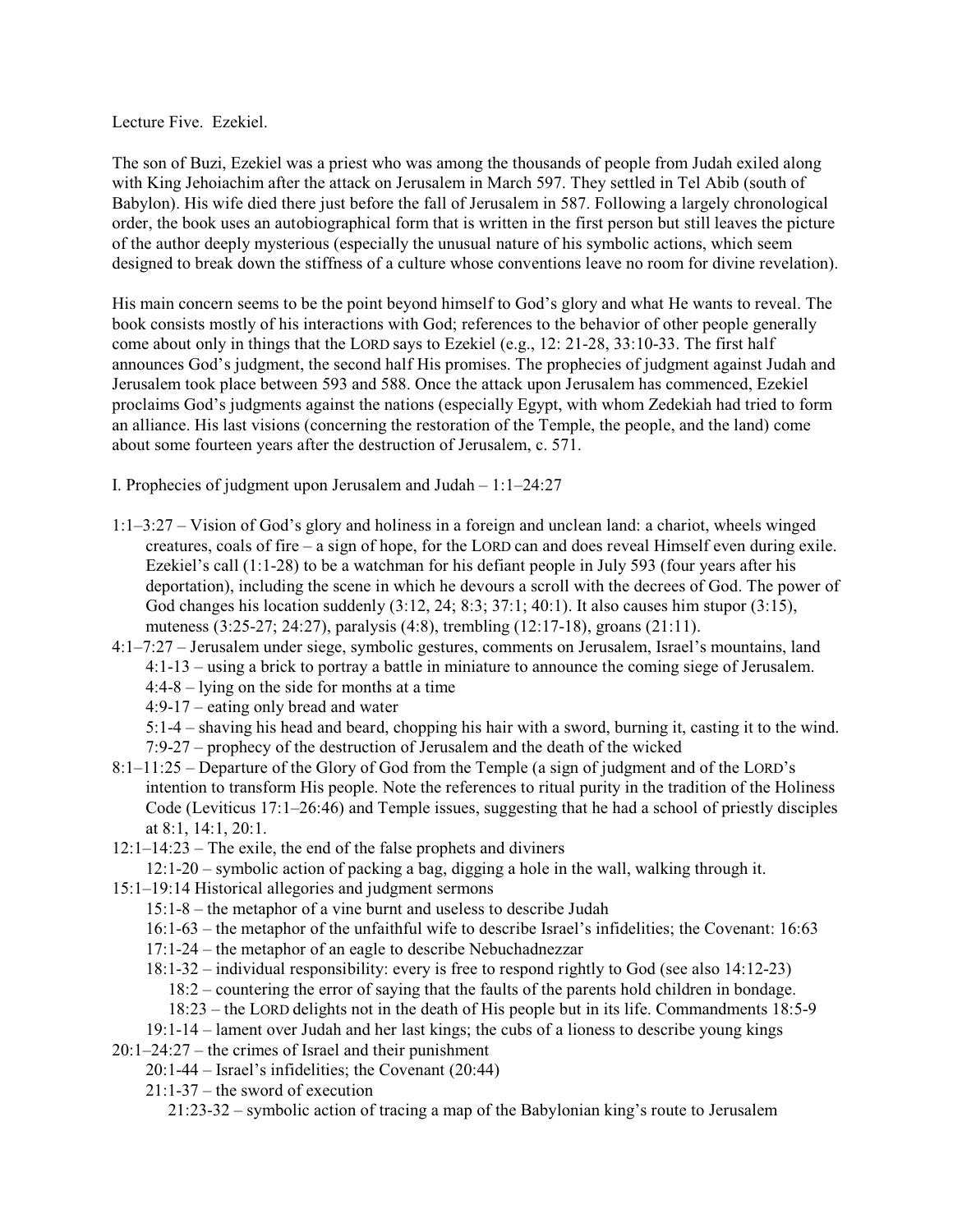Lecture Five. Ezekiel.

The son of Buzi, Ezekiel was a priest who was among the thousands of people from Judah exiled along with King Jehoiachim after the attack on Jerusalem in March 597. They settled in Tel Abib (south of Babylon). His wife died there just before the fall of Jerusalem in 587. Following a largely chronological order, the book uses an autobiographical form that is written in the first person but still leaves the picture of the author deeply mysterious (especially the unusual nature of his symbolic actions, which seem designed to break down the stiffness of a culture whose conventions leave no room for divine revelation).

His main concern seems to be the point beyond himself to God's glory and what He wants to reveal. The book consists mostly of his interactions with God; references to the behavior of other people generally come about only in things that the LORD says to Ezekiel (e.g., 12: 21-28, 33:10-33. The first half announces God's judgment, the second half His promises. The prophecies of judgment against Judah and Jerusalem took place between 593 and 588. Once the attack upon Jerusalem has commenced, Ezekiel proclaims God's judgments against the nations (especially Egypt, with whom Zedekiah had tried to form an alliance. His last visions (concerning the restoration of the Temple, the people, and the land) come about some fourteen years after the destruction of Jerusalem, c. 571.

I. Prophecies of judgment upon Jerusalem and Judah – 1:1–24:27

- 1:1–3:27 – Vision of God's glory and holiness in a foreign and unclean land: a chariot, wheels winged creatures, coals of fire – a sign of hope, for the LORD can and does reveal Himself even during exile. Ezekiel's call (1:1-28) to be a watchman for his defiant people in July 593 (four years after his deportation), including the scene in which he devours a scroll with the decrees of God. The power of God changes his location suddenly (3:12, 24; 8:3; 37:1; 40:1). It also causes him stupor (3:15), muteness (3:25-27; 24:27), paralysis (4:8), trembling (12:17-18), groans (21:11).
- 4:1–7:27 – Jerusalem under siege, symbolic gestures, comments on Jerusalem, Israel's mountains, land
  - 4:1-13 – using a brick to portray a battle in miniature to announce the coming siege of Jerusalem.
  - 4:4-8 – lying on the side for months at a time
  - 4:9-17 – eating only bread and water
  - 5:1-4 – shaving his head and beard, chopping his hair with a sword, burning it, casting it to the wind.
  - 7:9-27 – prophecy of the destruction of Jerusalem and the death of the wicked
- 8:1–11:25 – Departure of the Glory of God from the Temple (a sign of judgment and of the LORD's intention to transform His people. Note the references to ritual purity in the tradition of the Holiness Code (Leviticus 17:1–26:46) and Temple issues, suggesting that he had a school of priestly disciples at 8:1, 14:1, 20:1.
- 12:1–14:23 – The exile, the end of the false prophets and diviners
  - 12:1-20 – symbolic action of packing a bag, digging a hole in the wall, walking through it.
- 15:1–19:14 Historical allegories and judgment sermons
  - 15:1-8 – the metaphor of a vine burnt and useless to describe Judah
  - 16:1-63 – the metaphor of the unfaithful wife to describe Israel's infidelities; the Covenant: 16:63
  - 17:1-24 – the metaphor of an eagle to describe Nebuchadnezzar
  - 18:1-32 – individual responsibility: every is free to respond rightly to God (see also 14:12-23)
    - 18:2 – countering the error of saying that the faults of the parents hold children in bondage.
    - 18:23 – the LORD delights not in the death of His people but in its life. Commandments 18:5-9
  - 19:1-14 – lament over Judah and her last kings; the cubs of a lioness to describe young kings
- 20:1–24:27 – the crimes of Israel and their punishment
  - 20:1-44 – Israel's infidelities; the Covenant (20:44)
  - 21:1-37 – the sword of execution
    - 21:23-32 – symbolic action of tracing a map of the Babylonian king's route to Jerusalem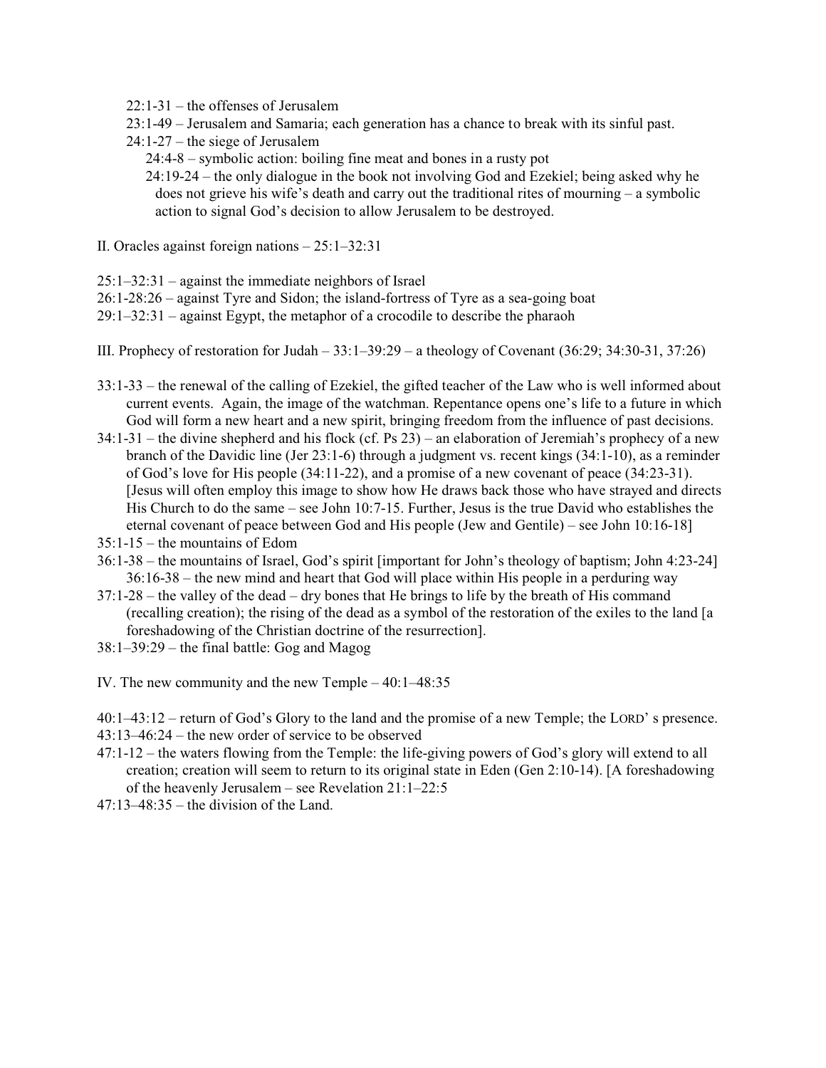22:1-31 – the offenses of Jerusalem

23:1-49 – Jerusalem and Samaria; each generation has a chance to break with its sinful past.

24:1-27 – the siege of Jerusalem

24:4-8 – symbolic action: boiling fine meat and bones in a rusty pot

24:19-24 – the only dialogue in the book not involving God and Ezekiel; being asked why he does not grieve his wife's death and carry out the traditional rites of mourning – a symbolic action to signal God's decision to allow Jerusalem to be destroyed.

II. Oracles against foreign nations – 25:1–32:31

25:1–32:31 – against the immediate neighbors of Israel

26:1-28:26 – against Tyre and Sidon; the island-fortress of Tyre as a sea-going boat

29:1–32:31 – against Egypt, the metaphor of a crocodile to describe the pharaoh

III. Prophecy of restoration for Judah – 33:1–39:29 – a theology of Covenant (36:29; 34:30-31, 37:26)

33:1-33 – the renewal of the calling of Ezekiel, the gifted teacher of the Law who is well informed about current events. Again, the image of the watchman. Repentance opens one's life to a future in which God will form a new heart and a new spirit, bringing freedom from the influence of past decisions.

34:1-31 – the divine shepherd and his flock (cf. Ps 23) – an elaboration of Jeremiah's prophecy of a new branch of the Davidic line (Jer 23:1-6) through a judgment vs. recent kings (34:1-10), as a reminder of God's love for His people (34:11-22), and a promise of a new covenant of peace (34:23-31). [Jesus will often employ this image to show how He draws back those who have strayed and directs His Church to do the same – see John 10:7-15. Further, Jesus is the true David who establishes the eternal covenant of peace between God and His people (Jew and Gentile) – see John 10:16-18]

35:1-15 – the mountains of Edom

36:1-38 – the mountains of Israel, God's spirit [important for John's theology of baptism; John 4:23-24]

36:16-38 – the new mind and heart that God will place within His people in a perduring way

37:1-28 – the valley of the dead – dry bones that He brings to life by the breath of His command (recalling creation); the rising of the dead as a symbol of the restoration of the exiles to the land [a foreshadowing of the Christian doctrine of the resurrection].

38:1–39:29 – the final battle: Gog and Magog

IV. The new community and the new Temple – 40:1–48:35

40:1–43:12 – return of God's Glory to the land and the promise of a new Temple; the LORD' s presence.

43:13–46:24 – the new order of service to be observed

47:1-12 – the waters flowing from the Temple: the life-giving powers of God's glory will extend to all creation; creation will seem to return to its original state in Eden (Gen 2:10-14). [A foreshadowing of the heavenly Jerusalem – see Revelation 21:1–22:5

47:13–48:35 – the division of the Land.